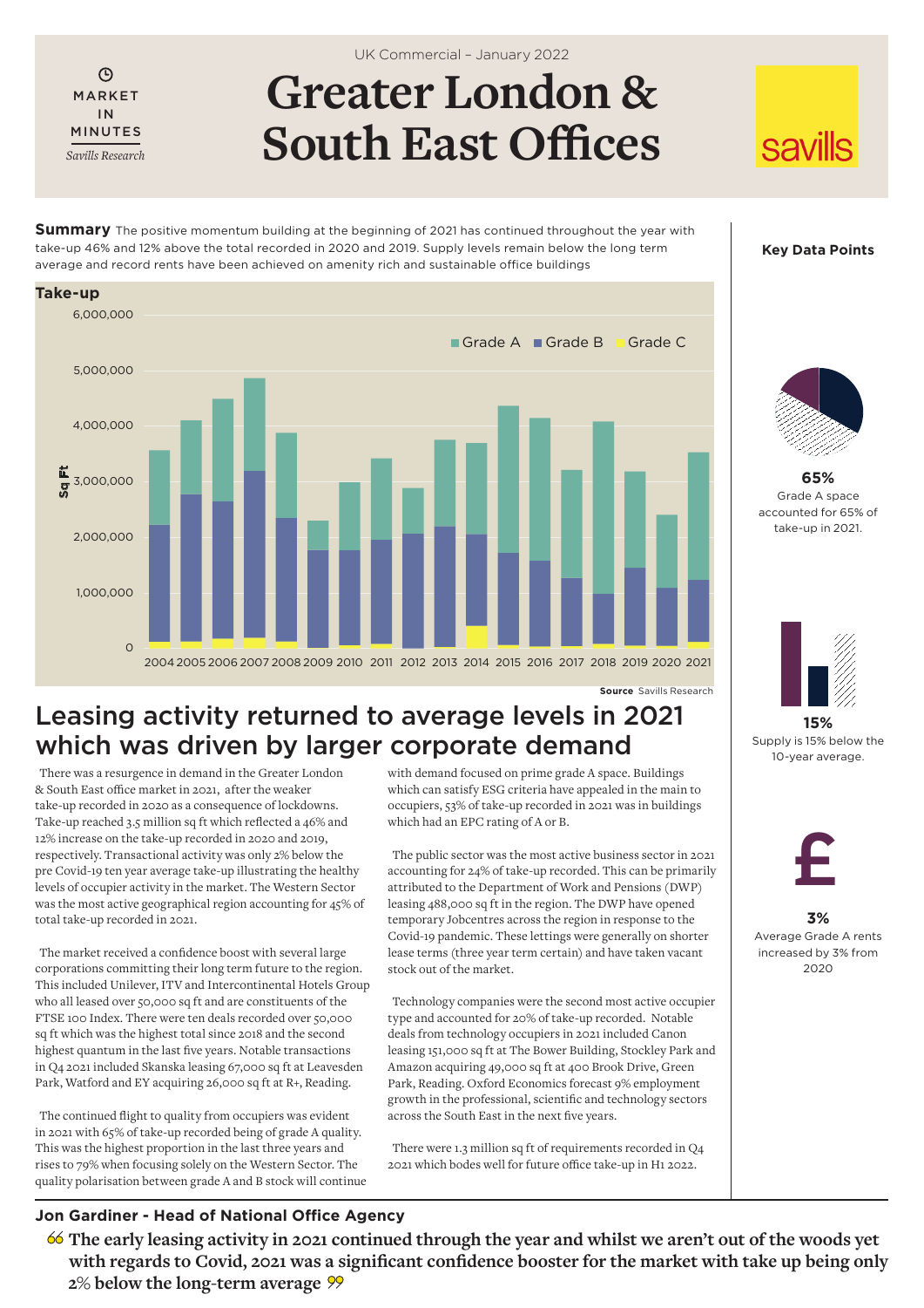MARKET IN MINUTES

*Savills Research*

UK Commercial – January 2022

# Greater London & South East Offices

savills

**Summary** The positive momentum building at the beginning of 2021 has continued throughout the year with take-up 46% and 12% above the total recorded in 2020 and 2019. Supply levels remain below the long term average and record rents have been achieved on amenity rich and sustainable office buildings

**Take-up**

Grade A | Grade B | Grade C

Sq Ft

0
1,000,000
2,000,000
3,000,000
4,000,000
5,000,000
6,000,000

2004 2005 2006 2007 2008 2009 2010 2011 2012 2013 2014 2015 2016 2017 2018 2019 2020 2021

**Source** Savills Research

## Leasing activity returned to average levels in 2021 which was driven by larger corporate demand

There was a resurgence in demand in the Greater London & South East office market in 2021, after the weaker take-up recorded in 2020 as a consequence of lockdowns. Take-up reached 3.5 million sq ft which reflected a 46% and 12% increase on the take-up recorded in 2020 and 2019, respectively. Transactional activity was only 2% below the pre Covid-19 ten year average take-up illustrating the healthy levels of occupier activity in the market. The Western Sector was the most active geographical region accounting for 45% of total take-up recorded in 2021.

The market received a confidence boost with several large corporations committing their long term future to the region. This included Unilever, ITV and Intercontinental Hotels Group who all leased over 50,000 sq ft and are constituents of the FTSE 100 Index. There were ten deals recorded over 50,000 sq ft which was the highest total since 2018 and the second highest quantum in the last five years. Notable transactions in Q4 2021 included Skanska leasing 67,000 sq ft at Leavesden Park, Watford and EY acquiring 26,000 sq ft at R+, Reading.

The continued flight to quality from occupiers was evident in 2021 with 65% of take-up recorded being of grade A quality. This was the highest proportion in the last three years and rises to 79% when focusing solely on the Western Sector. The quality polarisation between grade A and B stock will continue with demand focused on prime grade A space. Buildings which can satisfy ESG criteria have appealed in the main to occupiers, 53% of take-up recorded in 2021 was in buildings which had an EPC rating of A or B.

The public sector was the most active business sector in 2021 accounting for 24% of take-up recorded. This can be primarily attributed to the Department of Work and Pensions (DWP) leasing 488,000 sq ft in the region. The DWP have opened temporary Jobcentres across the region in response to the Covid-19 pandemic. These lettings were generally on shorter lease terms (three year term certain) and have taken vacant stock out of the market.

Technology companies were the second most active occupier type and accounted for 20% of take-up recorded. Notable deals from technology occupiers in 2021 included Canon leasing 151,000 sq ft at The Bower Building, Stockley Park and Amazon acquiring 49,000 sq ft at 400 Brook Drive, Green Park, Reading. Oxford Economics forecast 9% employment growth in the professional, scientific and technology sectors across the South East in the next five years.

There were 1.3 million sq ft of requirements recorded in Q4 2021 which bodes well for future office take-up in H1 2022.

**Key Data Points**

**65%**
Grade A space accounted for 65% of take-up in 2021.

**15%**
Supply is 15% below the 10-year average.

£

**3%**
Average Grade A rents increased by 3% from 2020

**Jon Gardiner - Head of National Office Agency**

**“The early leasing activity in 2021 continued through the year and whilst we aren’t out of the woods yet with regards to Covid, 2021 was a significant confidence booster for the market with take up being only 2% below the long-term average”**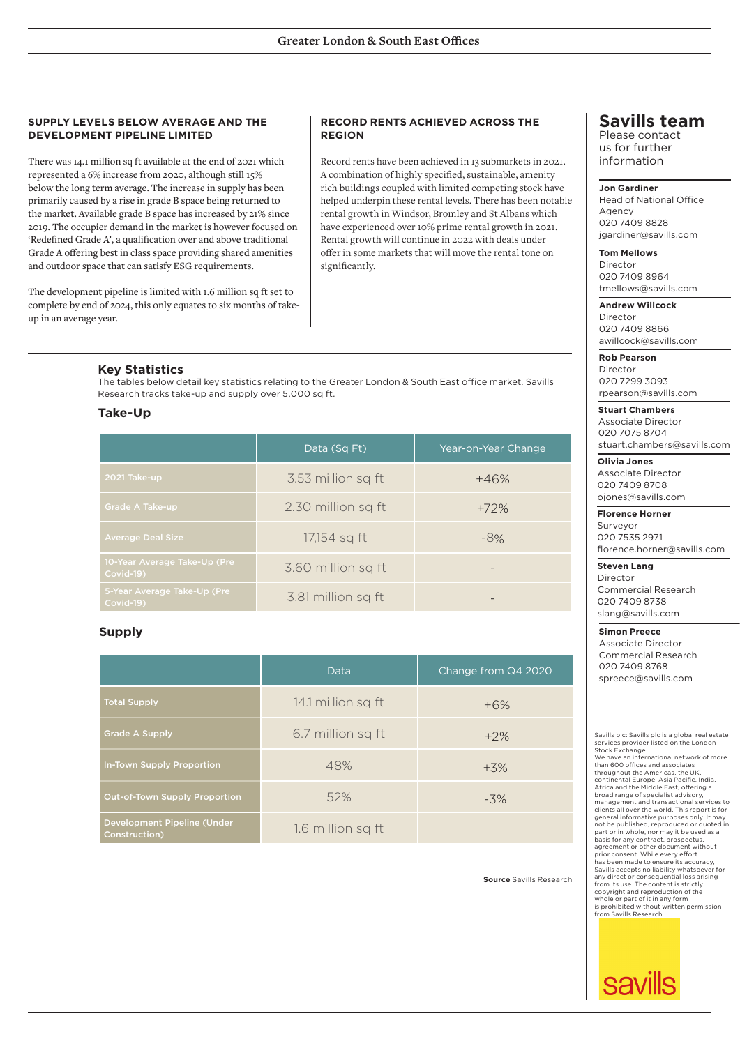## SUPPLY LEVELS BELOW AVERAGE AND THE DEVELOPMENT PIPELINE LIMITED

There was 14.1 million sq ft available at the end of 2021 which represented a 6% increase from 2020, although still 15% below the long term average. The increase in supply has been primarily caused by a rise in grade B space being returned to the market. Available grade B space has increased by 21% since 2019. The occupier demand in the market is however focused on 'Redefined Grade A', a qualification over and above traditional Grade A offering best in class space providing shared amenities and outdoor space that can satisfy ESG requirements.

The development pipeline is limited with 1.6 million sq ft set to complete by end of 2024, this only equates to six months of take-up in an average year.

## RECORD RENTS ACHIEVED ACROSS THE REGION

Record rents have been achieved in 13 submarkets in 2021. A combination of highly specified, sustainable, amenity rich buildings coupled with limited competing stock have helped underpin these rental levels. There has been notable rental growth in Windsor, Bromley and St Albans which have experienced over 10% prime rental growth in 2021. Rental growth will continue in 2022 with deals under offer in some markets that will move the rental tone on significantly.

## Key Statistics

The tables below detail key statistics relating to the Greater London & South East office market. Savills Research tracks take-up and supply over 5,000 sq ft.

### Take-Up

| | Data (Sq Ft) | Year-on-Year Change |
|---|---|---|
| 2021 Take-up | 3.53 million sq ft | +46% |
| Grade A Take-up | 2.30 million sq ft | +72% |
| Average Deal Size | 17,154 sq ft | -8% |
| 10-Year Average Take-Up (Pre Covid-19) | 3.60 million sq ft | - |
| 5-Year Average Take-Up (Pre Covid-19) | 3.81 million sq ft | - |

### Supply

| | Data | Change from Q4 2020 |
|---|---|---|
| Total Supply | 14.1 million sq ft | +6% |
| Grade A Supply | 6.7 million sq ft | +2% |
| In-Town Supply Proportion | 48% | +3% |
| Out-of-Town Supply Proportion | 52% | -3% |
| Development Pipeline (Under Construction) | 1.6 million sq ft | |

**Source** Savills Research

## Savills team

Please contact us for further information

**Jon Gardiner**
Head of National Office Agency
020 7409 8828
jgardiner@savills.com

**Tom Mellows**
Director
020 7409 8964
tmellows@savills.com

**Andrew Willcock**
Director
020 7409 8866
awillcock@savills.com

**Rob Pearson**
Director
020 7299 3093
rpearson@savills.com

**Stuart Chambers**
Associate Director
020 7075 8704
stuart.chambers@savills.com

**Olivia Jones**
Associate Director
020 7409 8708
ojones@savills.com

**Florence Horner**
Surveyor
020 7535 2971
florence.horner@savills.com

**Steven Lang**
Director
Commercial Research
020 7409 8738
slang@savills.com

**Simon Preece**
Associate Director
Commercial Research
020 7409 8768
spreece@savills.com

Savills plc: Savills plc is a global real estate services provider listed on the London Stock Exchange. We have an international network of more than 600 offices and associates throughout the Americas, the UK, continental Europe, Asia Pacific, India, Africa and the Middle East, offering a broad range of specialist advisory, management and transactional services to clients all over the world. This report is for general informative purposes only. It may not be published, reproduced or quoted in part or in whole, nor may it be used as a basis for any contract, prospectus, agreement or other document without prior consent. While every effort has been made to ensure its accuracy, Savills accepts no liability whatsoever for any direct or consequential loss arising from its use. The content is strictly copyright and reproduction of the whole or part of it in any form is prohibited without written permission from Savills Research.